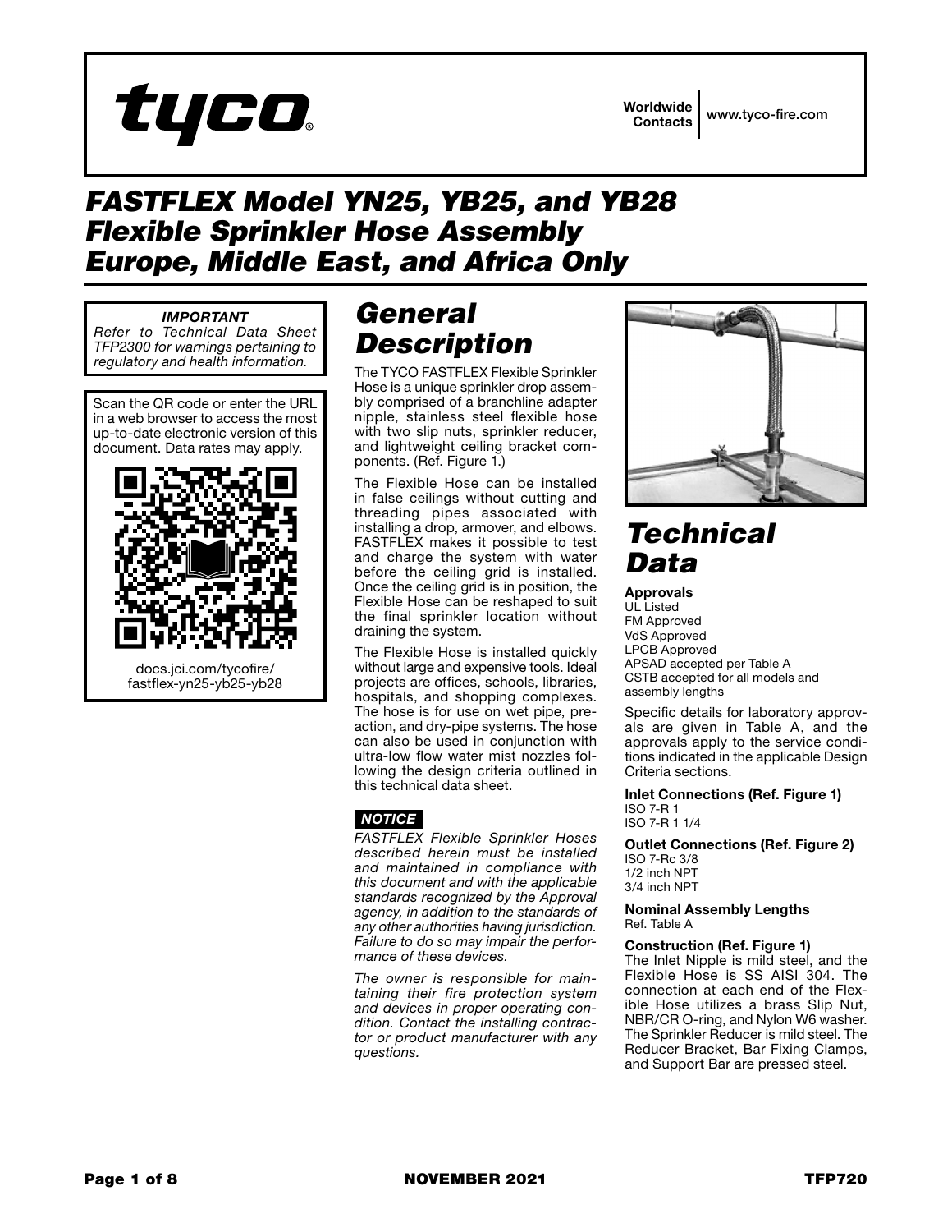tyco

Worldwide Contacts | www.tyco-fire.com

# FASTFLEX Model YN25, YB25, and YB28 Flexible Sprinkler Hose Assembly Europe, Middle East, and Africa Only

***IMPORTANT***
*Refer to Technical Data Sheet TFP2300 for warnings pertaining to regulatory and health information.*

Scan the QR code or enter the URL in a web browser to access the most up-to-date electronic version of this document. Data rates may apply.

docs.jci.com/tycofire/fastflex-yn25-yb25-yb28

## General Description

The TYCO FASTFLEX Flexible Sprinkler Hose is a unique sprinkler drop assembly comprised of a branchline adapter nipple, stainless steel flexible hose with two slip nuts, sprinkler reducer, and lightweight ceiling bracket components. (Ref. Figure 1.)

The Flexible Hose can be installed in false ceilings without cutting and threading pipes associated with installing a drop, armover, and elbows. FASTFLEX makes it possible to test and charge the system with water before the ceiling grid is installed. Once the ceiling grid is in position, the Flexible Hose can be reshaped to suit the final sprinkler location without draining the system.

The Flexible Hose is installed quickly without large and expensive tools. Ideal projects are offices, schools, libraries, hospitals, and shopping complexes. The hose is for use on wet pipe, preaction, and dry-pipe systems. The hose can also be used in conjunction with ultra-low flow water mist nozzles following the design criteria outlined in this technical data sheet.

***NOTICE***

*FASTFLEX Flexible Sprinkler Hoses described herein must be installed and maintained in compliance with this document and with the applicable standards recognized by the Approval agency, in addition to the standards of any other authorities having jurisdiction. Failure to do so may impair the performance of these devices.*

*The owner is responsible for maintaining their fire protection system and devices in proper operating condition. Contact the installing contractor or product manufacturer with any questions.*

## Technical Data

**Approvals**
UL Listed
FM Approved
VdS Approved
LPCB Approved
APSAD accepted per Table A
CSTB accepted for all models and assembly lengths

Specific details for laboratory approvals are given in Table A, and the approvals apply to the service conditions indicated in the applicable Design Criteria sections.

**Inlet Connections (Ref. Figure 1)**
ISO 7-R 1
ISO 7-R 1 1/4

**Outlet Connections (Ref. Figure 2)**
ISO 7-Rc 3/8
1/2 inch NPT
3/4 inch NPT

**Nominal Assembly Lengths**
Ref. Table A

**Construction (Ref. Figure 1)**
The Inlet Nipple is mild steel, and the Flexible Hose is SS AISI 304. The connection at each end of the Flexible Hose utilizes a brass Slip Nut, NBR/CR O-ring, and Nylon W6 washer. The Sprinkler Reducer is mild steel. The Reducer Bracket, Bar Fixing Clamps, and Support Bar are pressed steel.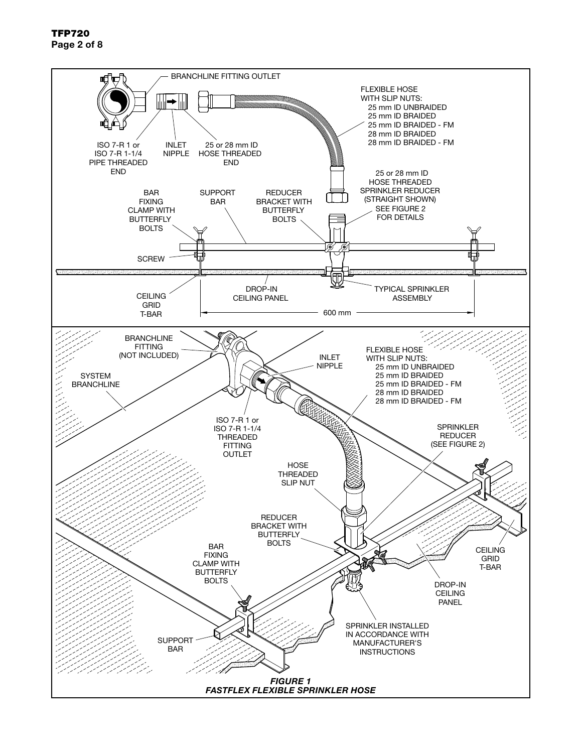BRANCHLINE FITTING OUTLET

FLEXIBLE HOSE WITH SLIP NUTS:
- 25 mm ID UNBRAIDED
- 25 mm ID BRAIDED
- 25 mm ID BRAIDED - FM
- 28 mm ID BRAIDED
- 28 mm ID BRAIDED - FM

ISO 7-R 1 or ISO 7-R 1-1/4 PIPE THREADED END

INLET NIPPLE

25 or 28 mm ID HOSE THREADED END

25 or 28 mm ID HOSE THREADED SPRINKLER REDUCER (STRAIGHT SHOWN) SEE FIGURE 2 FOR DETAILS

BAR FIXING CLAMP WITH BUTTERFLY BOLTS

SUPPORT BAR

REDUCER BRACKET WITH BUTTERFLY BOLTS

SCREW

CEILING GRID T-BAR

DROP-IN CEILING PANEL

TYPICAL SPRINKLER ASSEMBLY

600 mm

BRANCHLINE FITTING (NOT INCLUDED)

SYSTEM BRANCHLINE

INLET NIPPLE

FLEXIBLE HOSE WITH SLIP NUTS:
- 25 mm ID UNBRAIDED
- 25 mm ID BRAIDED
- 25 mm ID BRAIDED - FM
- 28 mm ID BRAIDED
- 28 mm ID BRAIDED - FM

ISO 7-R 1 or ISO 7-R 1-1/4 THREADED FITTING OUTLET

SPRINKLER REDUCER (SEE FIGURE 2)

HOSE THREADED SLIP NUT

REDUCER BRACKET WITH BUTTERFLY BOLTS

BAR FIXING CLAMP WITH BUTTERFLY BOLTS

CEILING GRID T-BAR

DROP-IN CEILING PANEL

SUPPORT BAR

SPRINKLER INSTALLED IN ACCORDANCE WITH MANUFACTURER'S INSTRUCTIONS

***FIGURE 1***
***FASTFLEX FLEXIBLE SPRINKLER HOSE***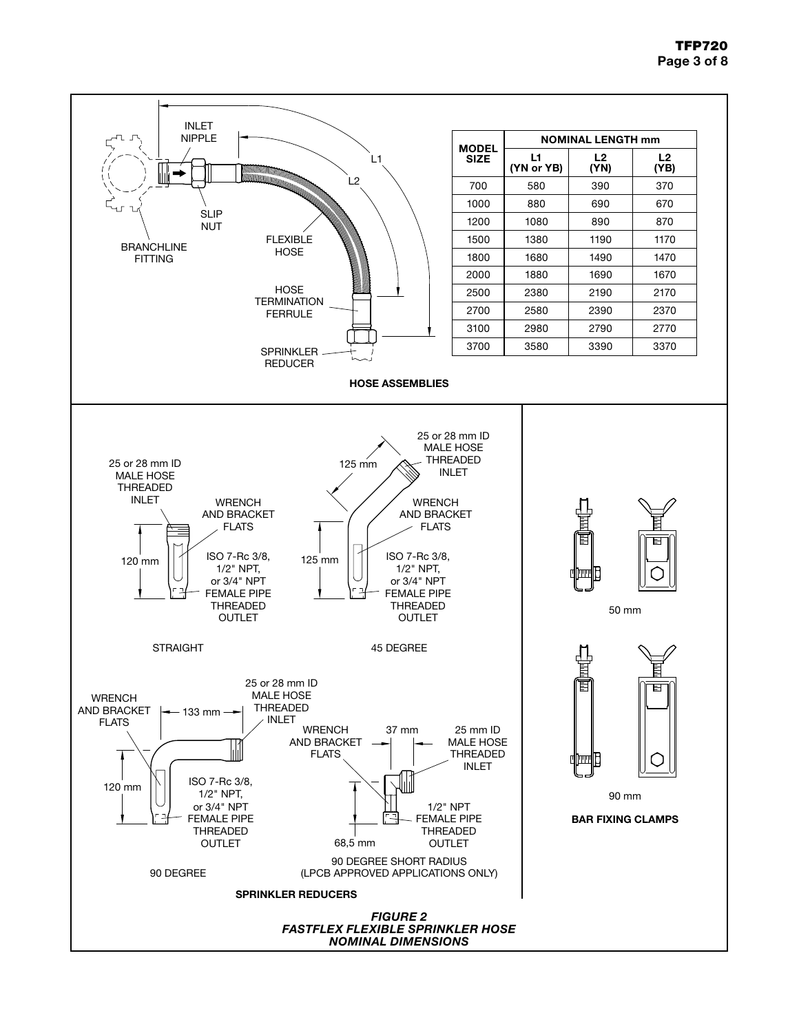| MODEL SIZE | NOMINAL LENGTH mm | | |
|---|---|---|---|
| | L1 (YN or YB) | L2 (YN) | L2 (YB) |
| 700 | 580 | 390 | 370 |
| 1000 | 880 | 690 | 670 |
| 1200 | 1080 | 890 | 870 |
| 1500 | 1380 | 1190 | 1170 |
| 1800 | 1680 | 1490 | 1470 |
| 2000 | 1880 | 1690 | 1670 |
| 2500 | 2380 | 2190 | 2170 |
| 2700 | 2580 | 2390 | 2370 |
| 3100 | 2980 | 2790 | 2770 |
| 3700 | 3580 | 3390 | 3370 |

INLET NIPPLE

BRANCHLINE FITTING

SLIP NUT

FLEXIBLE HOSE

HOSE TERMINATION FERRULE

SPRINKLER REDUCER

L1

L2

**HOSE ASSEMBLIES**

STRAIGHT: 25 or 28 mm ID MALE HOSE THREADED INLET; WRENCH AND BRACKET FLATS; ISO 7-Rc 3/8, 1/2" NPT, or 3/4" NPT FEMALE PIPE THREADED OUTLET; 120 mm

45 DEGREE: 25 or 28 mm ID MALE HOSE THREADED INLET; WRENCH AND BRACKET FLATS; ISO 7-Rc 3/8, 1/2" NPT, or 3/4" NPT FEMALE PIPE THREADED OUTLET; 125 mm; 125 mm

90 DEGREE: 25 or 28 mm ID MALE HOSE THREADED INLET; WRENCH AND BRACKET FLATS; ISO 7-Rc 3/8, 1/2" NPT, or 3/4" NPT FEMALE PIPE THREADED OUTLET; 133 mm; 120 mm

90 DEGREE SHORT RADIUS (LPCB APPROVED APPLICATIONS ONLY): 25 mm ID MALE HOSE THREADED INLET; WRENCH AND BRACKET FLATS; 1/2" NPT FEMALE PIPE THREADED OUTLET; 37 mm; 68,5 mm

**SPRINKLER REDUCERS**

50 mm

90 mm

**BAR FIXING CLAMPS**

***FIGURE 2***
***FASTFLEX FLEXIBLE SPRINKLER HOSE***
***NOMINAL DIMENSIONS***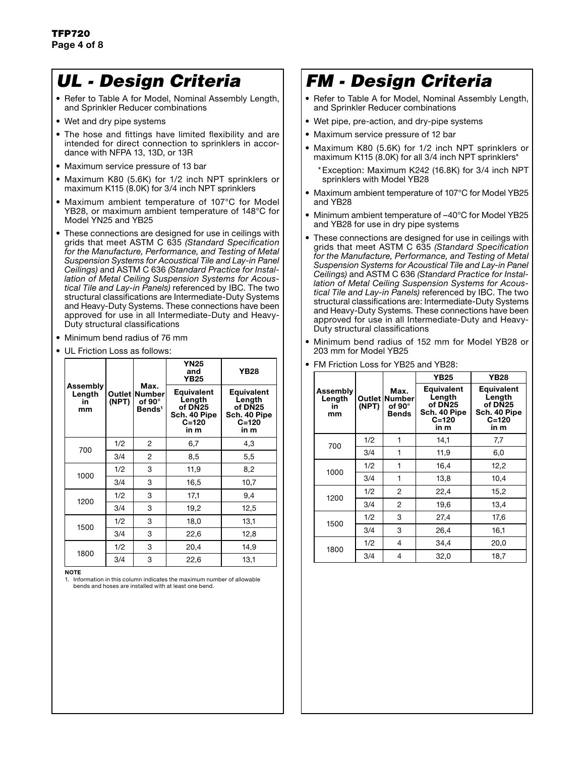## UL - Design Criteria

- Refer to Table A for Model, Nominal Assembly Length, and Sprinkler Reducer combinations
- Wet and dry pipe systems
- The hose and fittings have limited flexibility and are intended for direct connection to sprinklers in accordance with NFPA 13, 13D, or 13R
- Maximum service pressure of 13 bar
- Maximum K80 (5.6K) for 1/2 inch NPT sprinklers or maximum K115 (8.0K) for 3/4 inch NPT sprinklers
- Maximum ambient temperature of 107°C for Model YB28, or maximum ambient temperature of 148°C for Model YN25 and YB25
- These connections are designed for use in ceilings with grids that meet ASTM C 635 *(Standard Specification for the Manufacture, Performance, and Testing of Metal Suspension Systems for Acoustical Tile and Lay-in Panel Ceilings)* and ASTM C 636 *(Standard Practice for Installation of Metal Ceiling Suspension Systems for Acoustical Tile and Lay-in Panels)* referenced by IBC. The two structural classifications are Intermediate-Duty Systems and Heavy-Duty Systems. These connections have been approved for use in all Intermediate-Duty and Heavy-Duty structural classifications
- Minimum bend radius of 76 mm
- UL Friction Loss as follows:

| Assembly Length in mm | Outlet (NPT) | Max. Number of 90° Bends[1] | YN25 and YB25 Equivalent Length of DN25 Sch. 40 Pipe C=120 in m | YB28 Equivalent Length of DN25 Sch. 40 Pipe C=120 in m |
|---|---|---|---|---|
| 700 | 1/2 | 2 | 6,7 | 4,3 |
| | 3/4 | 2 | 8,5 | 5,5 |
| 1000 | 1/2 | 3 | 11,9 | 8,2 |
| | 3/4 | 3 | 16,5 | 10,7 |
| 1200 | 1/2 | 3 | 17,1 | 9,4 |
| | 3/4 | 3 | 19,2 | 12,5 |
| 1500 | 1/2 | 3 | 18,0 | 13,1 |
| | 3/4 | 3 | 22,6 | 12,8 |
| 1800 | 1/2 | 3 | 20,4 | 14,9 |
| | 3/4 | 3 | 22,6 | 13,1 |

**NOTE**

1. Information in this column indicates the maximum number of allowable bends and hoses are installed with at least one bend.

## FM - Design Criteria

- Refer to Table A for Model, Nominal Assembly Length, and Sprinkler Reducer combinations
- Wet pipe, pre-action, and dry-pipe systems
- Maximum service pressure of 12 bar
- Maximum K80 (5.6K) for 1/2 inch NPT sprinklers or maximum K115 (8.0K) for all 3/4 inch NPT sprinklers*
  - *Exception: Maximum K242 (16.8K) for 3/4 inch NPT sprinklers with Model YB28
- Maximum ambient temperature of 107°C for Model YB25 and YB28
- Minimum ambient temperature of –40°C for Model YB25 and YB28 for use in dry pipe systems
- These connections are designed for use in ceilings with grids that meet ASTM C 635 *(Standard Specification for the Manufacture, Performance, and Testing of Metal Suspension Systems for Acoustical Tile and Lay-in Panel Ceilings)* and ASTM C 636 *(Standard Practice for Installation of Metal Ceiling Suspension Systems for Acoustical Tile and Lay-in Panels)* referenced by IBC. The two structural classifications are: Intermediate-Duty Systems and Heavy-Duty Systems. These connections have been approved for use in all Intermediate-Duty and Heavy-Duty structural classifications
- Minimum bend radius of 152 mm for Model YB28 or 203 mm for Model YB25
- FM Friction Loss for YB25 and YB28:

| Assembly Length in mm | Outlet (NPT) | Max. Number of 90° Bends | YB25 Equivalent Length of DN25 Sch. 40 Pipe C=120 in m | YB28 Equivalent Length of DN25 Sch. 40 Pipe C=120 in m |
|---|---|---|---|---|
| 700 | 1/2 | 1 | 14,1 | 7,7 |
| | 3/4 | 1 | 11,9 | 6,0 |
| 1000 | 1/2 | 1 | 16,4 | 12,2 |
| | 3/4 | 1 | 13,8 | 10,4 |
| 1200 | 1/2 | 2 | 22,4 | 15,2 |
| | 3/4 | 2 | 19,6 | 13,4 |
| 1500 | 1/2 | 3 | 27,4 | 17,6 |
| | 3/4 | 3 | 26,4 | 16,1 |
| 1800 | 1/2 | 4 | 34,4 | 20,0 |
| | 3/4 | 4 | 32,0 | 18,7 |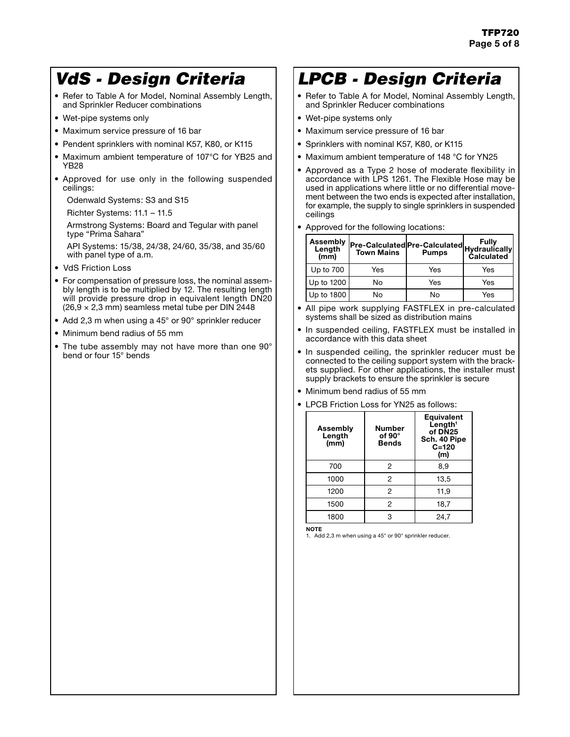## VdS - Design Criteria

- Refer to Table A for Model, Nominal Assembly Length, and Sprinkler Reducer combinations
- Wet-pipe systems only
- Maximum service pressure of 16 bar
- Pendent sprinklers with nominal K57, K80, or K115
- Maximum ambient temperature of 107°C for YB25 and YB28
- Approved for use only in the following suspended ceilings:

  Odenwald Systems: S3 and S15

  Richter Systems: 11.1 – 11.5

  Armstrong Systems: Board and Tegular with panel type "Prima Sahara"

  API Systems: 15/38, 24/38, 24/60, 35/38, and 35/60 with panel type of a.m.

- VdS Friction Loss
- For compensation of pressure loss, the nominal assembly length is to be multiplied by 12. The resulting length will provide pressure drop in equivalent length DN20 (26,9 × 2,3 mm) seamless metal tube per DIN 2448
- Add 2,3 m when using a 45° or 90° sprinkler reducer
- Minimum bend radius of 55 mm
- The tube assembly may not have more than one 90° bend or four 15° bends

## LPCB - Design Criteria

- Refer to Table A for Model, Nominal Assembly Length, and Sprinkler Reducer combinations
- Wet-pipe systems only
- Maximum service pressure of 16 bar
- Sprinklers with nominal K57, K80, or K115
- Maximum ambient temperature of 148 °C for YN25
- Approved as a Type 2 hose of moderate flexibility in accordance with LPS 1261. The Flexible Hose may be used in applications where little or no differential movement between the two ends is expected after installation, for example, the supply to single sprinklers in suspended ceilings
- Approved for the following locations:

| Assembly Length (mm) | Pre-Calculated Town Mains | Pre-Calculated Pumps | Fully Hydraulically Calculated |
|---|---|---|---|
| Up to 700 | Yes | Yes | Yes |
| Up to 1200 | No | Yes | Yes |
| Up to 1800 | No | No | Yes |

- All pipe work supplying FASTFLEX in pre-calculated systems shall be sized as distribution mains
- In suspended ceiling, FASTFLEX must be installed in accordance with this data sheet
- In suspended ceiling, the sprinkler reducer must be connected to the ceiling support system with the brackets supplied. For other applications, the installer must supply brackets to ensure the sprinkler is secure
- Minimum bend radius of 55 mm
- LPCB Friction Loss for YN25 as follows:

| Assembly Length (mm) | Number of 90° Bends | Equivalent Length[1] of DN25 Sch. 40 Pipe C=120 (m) |
|---|---|---|
| 700 | 2 | 8,9 |
| 1000 | 2 | 13,5 |
| 1200 | 2 | 11,9 |
| 1500 | 2 | 18,7 |
| 1800 | 3 | 24,7 |

**NOTE**
1. Add 2,3 m when using a 45° or 90° sprinkler reducer.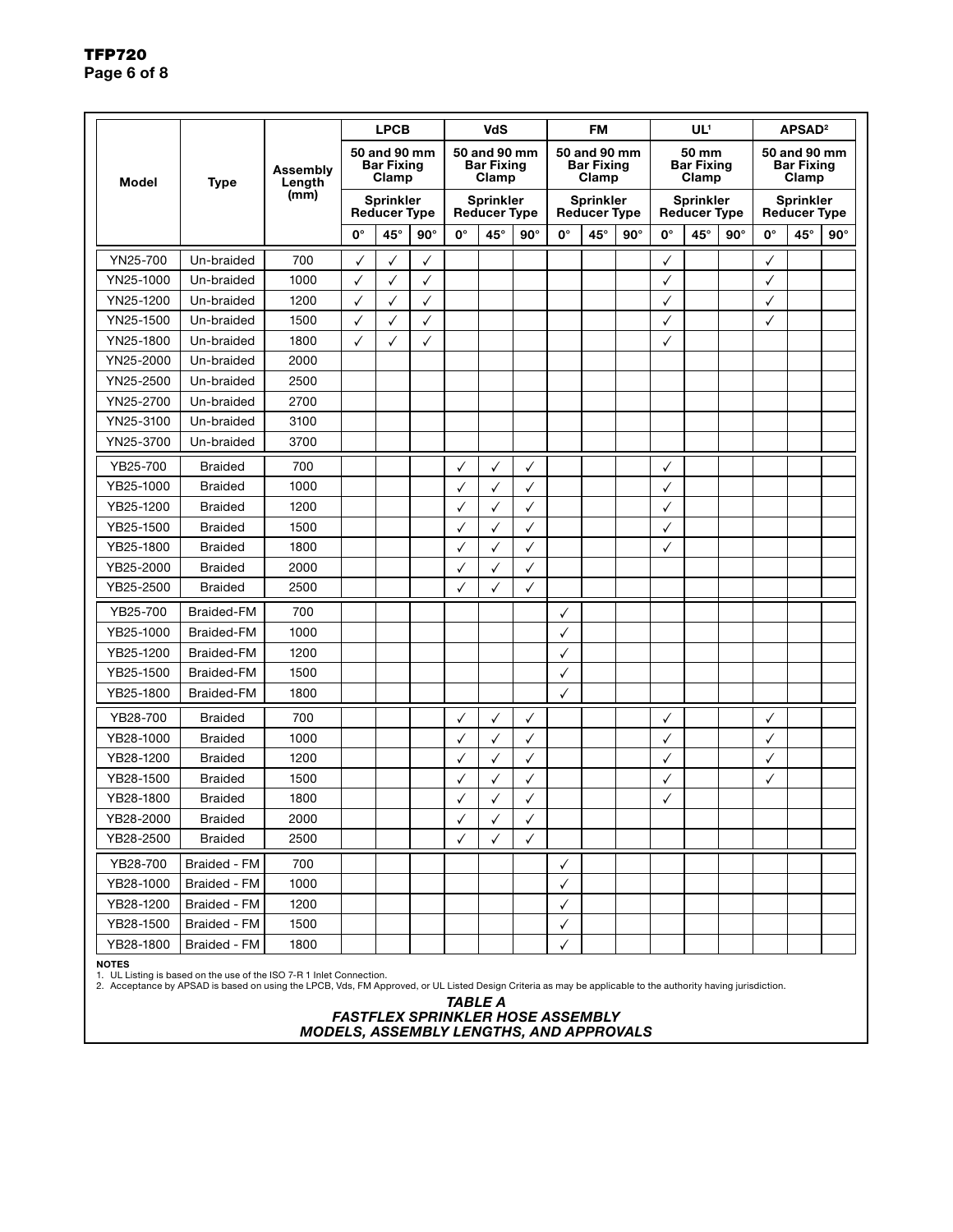| Model | Type | Assembly Length (mm) | LPCB | | | VdS | | | FM | | | UL[1] | | | APSAD[2] | | |
|---|---|---|---|---|---|---|---|---|---|---|---|---|---|---|---|---|---|
| | | | 50 and 90 mm Bar Fixing Clamp | | | 50 and 90 mm Bar Fixing Clamp | | | 50 and 90 mm Bar Fixing Clamp | | | 50 mm Bar Fixing Clamp | | | 50 and 90 mm Bar Fixing Clamp | | |
| | | | Sprinkler Reducer Type | | | Sprinkler Reducer Type | | | Sprinkler Reducer Type | | | Sprinkler Reducer Type | | | Sprinkler Reducer Type | | |
| | | | 0° | 45° | 90° | 0° | 45° | 90° | 0° | 45° | 90° | 0° | 45° | 90° | 0° | 45° | 90° |
| YN25-700 | Un-braided | 700 | ✓ | ✓ | ✓ | | | | | | | ✓ | | | ✓ | | |
| YN25-1000 | Un-braided | 1000 | ✓ | ✓ | ✓ | | | | | | | ✓ | | | ✓ | | |
| YN25-1200 | Un-braided | 1200 | ✓ | ✓ | ✓ | | | | | | | ✓ | | | ✓ | | |
| YN25-1500 | Un-braided | 1500 | ✓ | ✓ | ✓ | | | | | | | ✓ | | | ✓ | | |
| YN25-1800 | Un-braided | 1800 | ✓ | ✓ | ✓ | | | | | | | ✓ | | | | | |
| YN25-2000 | Un-braided | 2000 | | | | | | | | | | | | | | | |
| YN25-2500 | Un-braided | 2500 | | | | | | | | | | | | | | | |
| YN25-2700 | Un-braided | 2700 | | | | | | | | | | | | | | | |
| YN25-3100 | Un-braided | 3100 | | | | | | | | | | | | | | | |
| YN25-3700 | Un-braided | 3700 | | | | | | | | | | | | | | | |
| YB25-700 | Braided | 700 | | | | ✓ | ✓ | ✓ | | | | ✓ | | | | | |
| YB25-1000 | Braided | 1000 | | | | ✓ | ✓ | ✓ | | | | ✓ | | | | | |
| YB25-1200 | Braided | 1200 | | | | ✓ | ✓ | ✓ | | | | ✓ | | | | | |
| YB25-1500 | Braided | 1500 | | | | ✓ | ✓ | ✓ | | | | ✓ | | | | | |
| YB25-1800 | Braided | 1800 | | | | ✓ | ✓ | ✓ | | | | ✓ | | | | | |
| YB25-2000 | Braided | 2000 | | | | ✓ | ✓ | ✓ | | | | | | | | | |
| YB25-2500 | Braided | 2500 | | | | ✓ | ✓ | ✓ | | | | | | | | | |
| YB25-700 | Braided-FM | 700 | | | | | | | ✓ | | | | | | | | |
| YB25-1000 | Braided-FM | 1000 | | | | | | | ✓ | | | | | | | | |
| YB25-1200 | Braided-FM | 1200 | | | | | | | ✓ | | | | | | | | |
| YB25-1500 | Braided-FM | 1500 | | | | | | | ✓ | | | | | | | | |
| YB25-1800 | Braided-FM | 1800 | | | | | | | ✓ | | | | | | | | |
| YB28-700 | Braided | 700 | | | | ✓ | ✓ | ✓ | | | | ✓ | | | ✓ | | |
| YB28-1000 | Braided | 1000 | | | | ✓ | ✓ | ✓ | | | | ✓ | | | ✓ | | |
| YB28-1200 | Braided | 1200 | | | | ✓ | ✓ | ✓ | | | | ✓ | | | ✓ | | |
| YB28-1500 | Braided | 1500 | | | | ✓ | ✓ | ✓ | | | | ✓ | | | ✓ | | |
| YB28-1800 | Braided | 1800 | | | | ✓ | ✓ | ✓ | | | | ✓ | | | | | |
| YB28-2000 | Braided | 2000 | | | | ✓ | ✓ | ✓ | | | | | | | | | |
| YB28-2500 | Braided | 2500 | | | | ✓ | ✓ | ✓ | | | | | | | | | |
| YB28-700 | Braided - FM | 700 | | | | | | | ✓ | | | | | | | | |
| YB28-1000 | Braided - FM | 1000 | | | | | | | ✓ | | | | | | | | |
| YB28-1200 | Braided - FM | 1200 | | | | | | | ✓ | | | | | | | | |
| YB28-1500 | Braided - FM | 1500 | | | | | | | ✓ | | | | | | | | |
| YB28-1800 | Braided - FM | 1800 | | | | | | | ✓ | | | | | | | | |

**NOTES**

1. UL Listing is based on the use of the ISO 7-R 1 Inlet Connection.
2. Acceptance by APSAD is based on using the LPCB, Vds, FM Approved, or UL Listed Design Criteria as may be applicable to the authority having jurisdiction.

***TABLE A***
***FASTFLEX SPRINKLER HOSE ASSEMBLY MODELS, ASSEMBLY LENGTHS, AND APPROVALS***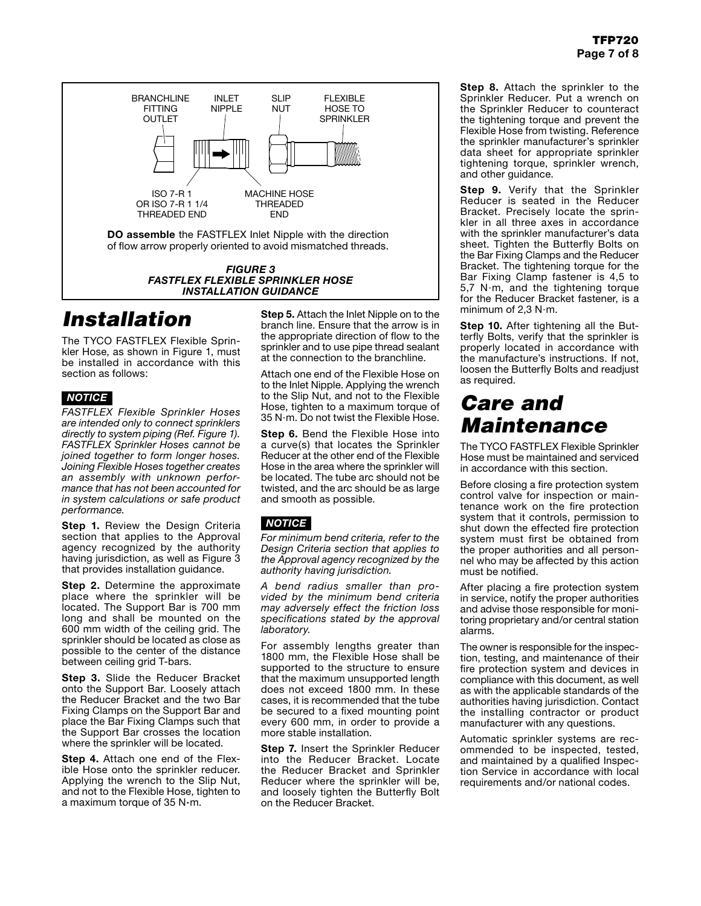BRANCHLINE FITTING OUTLET

INLET NIPPLE

SLIP NUT

FLEXIBLE HOSE TO SPRINKLER

ISO 7-R 1 OR ISO 7-R 1 1/4 THREADED END

MACHINE HOSE THREADED END

**DO assemble** the FASTFLEX Inlet Nipple with the direction of flow arrow properly oriented to avoid mismatched threads.

***FIGURE 3***
***FASTFLEX FLEXIBLE SPRINKLER HOSE INSTALLATION GUIDANCE***

# Installation

The TYCO FASTFLEX Flexible Sprinkler Hose, as shown in Figure 1, must be installed in accordance with this section as follows:

***NOTICE***

*FASTFLEX Flexible Sprinkler Hoses are intended only to connect sprinklers directly to system piping (Ref. Figure 1). FASTFLEX Sprinkler Hoses cannot be joined together to form longer hoses. Joining Flexible Hoses together creates an assembly with unknown performance that has not been accounted for in system calculations or safe product performance.*

**Step 1.** Review the Design Criteria section that applies to the Approval agency recognized by the authority having jurisdiction, as well as Figure 3 that provides installation guidance.

**Step 2.** Determine the approximate place where the sprinkler will be located. The Support Bar is 700 mm long and shall be mounted on the 600 mm width of the ceiling grid. The sprinkler should be located as close as possible to the center of the distance between ceiling grid T-bars.

**Step 3.** Slide the Reducer Bracket onto the Support Bar. Loosely attach the Reducer Bracket and the two Bar Fixing Clamps on the Support Bar and place the Bar Fixing Clamps such that the Support Bar crosses the location where the sprinkler will be located.

**Step 4.** Attach one end of the Flexible Hose onto the sprinkler reducer. Applying the wrench to the Slip Nut, and not to the Flexible Hose, tighten to a maximum torque of 35 N·m.

**Step 5.** Attach the Inlet Nipple on to the branch line. Ensure that the arrow is in the appropriate direction of flow to the sprinkler and to use pipe thread sealant at the connection to the branchline.

Attach one end of the Flexible Hose on to the Inlet Nipple. Applying the wrench to the Slip Nut, and not to the Flexible Hose, tighten to a maximum torque of 35 N·m. Do not twist the Flexible Hose.

**Step 6.** Bend the Flexible Hose into a curve(s) that locates the Sprinkler Reducer at the other end of the Flexible Hose in the area where the sprinkler will be located. The tube arc should not be twisted, and the arc should be as large and smooth as possible.

***NOTICE***

*For minimum bend criteria, refer to the Design Criteria section that applies to the Approval agency recognized by the authority having jurisdiction.*

*A bend radius smaller than provided by the minimum bend criteria may adversely effect the friction loss specifications stated by the approval laboratory.*

For assembly lengths greater than 1800 mm, the Flexible Hose shall be supported to the structure to ensure that the maximum unsupported length does not exceed 1800 mm. In these cases, it is recommended that the tube be secured to a fixed mounting point every 600 mm, in order to provide a more stable installation.

**Step 7.** Insert the Sprinkler Reducer into the Reducer Bracket. Locate the Reducer Bracket and Sprinkler Reducer where the sprinkler will be, and loosely tighten the Butterfly Bolt on the Reducer Bracket.

**Step 8.** Attach the sprinkler to the Sprinkler Reducer. Put a wrench on the Sprinkler Reducer to counteract the tightening torque and prevent the Flexible Hose from twisting. Reference the sprinkler manufacturer's sprinkler data sheet for appropriate sprinkler tightening torque, sprinkler wrench, and other guidance.

**Step 9.** Verify that the Sprinkler Reducer is seated in the Reducer Bracket. Precisely locate the sprinkler in all three axes in accordance with the sprinkler manufacturer's data sheet. Tighten the Butterfly Bolts on the Bar Fixing Clamps and the Reducer Bracket. The tightening torque for the Bar Fixing Clamp fastener is 4,5 to 5,7 N·m, and the tightening torque for the Reducer Bracket fastener, is a minimum of 2,3 N·m.

**Step 10.** After tightening all the Butterfly Bolts, verify that the sprinkler is properly located in accordance with the manufacture's instructions. If not, loosen the Butterfly Bolts and readjust as required.

# Care and Maintenance

The TYCO FASTFLEX Flexible Sprinkler Hose must be maintained and serviced in accordance with this section.

Before closing a fire protection system control valve for inspection or maintenance work on the fire protection system that it controls, permission to shut down the effected fire protection system must first be obtained from the proper authorities and all personnel who may be affected by this action must be notified.

After placing a fire protection system in service, notify the proper authorities and advise those responsible for monitoring proprietary and/or central station alarms.

The owner is responsible for the inspection, testing, and maintenance of their fire protection system and devices in compliance with this document, as well as with the applicable standards of the authorities having jurisdiction. Contact the installing contractor or product manufacturer with any questions.

Automatic sprinkler systems are recommended to be inspected, tested, and maintained by a qualified Inspection Service in accordance with local requirements and/or national codes.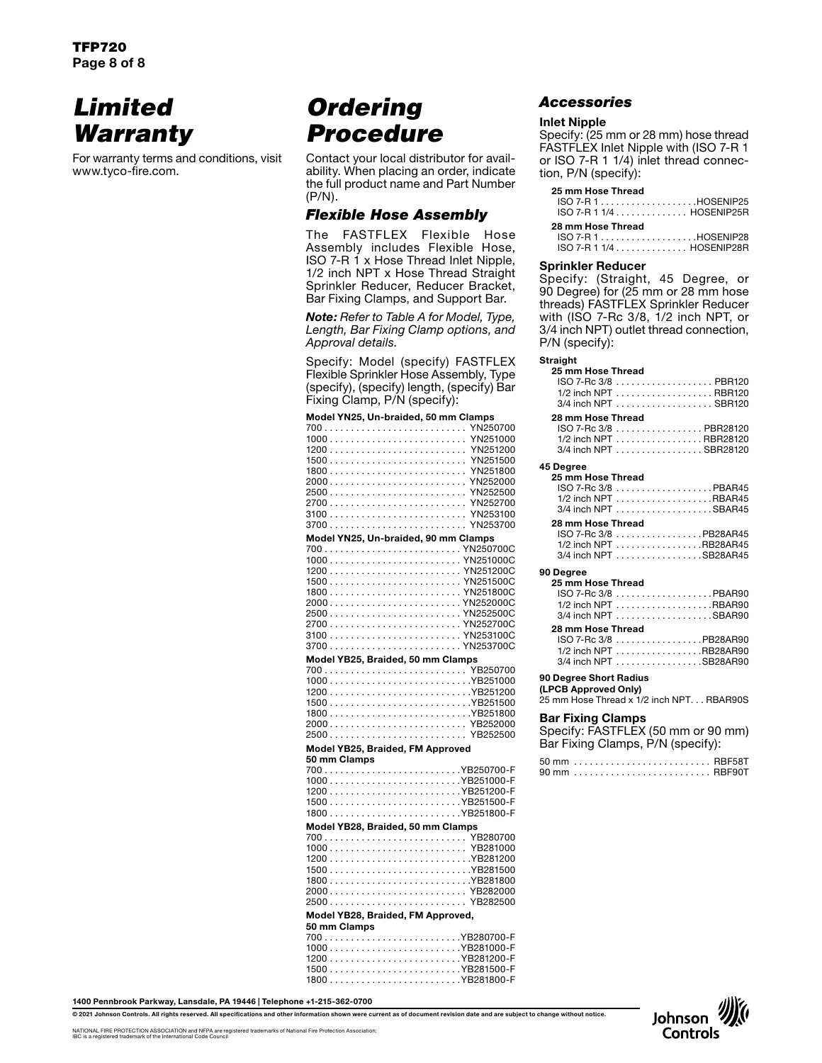# Limited Warranty

For warranty terms and conditions, visit www.tyco-fire.com.

# Ordering Procedure

Contact your local distributor for availability. When placing an order, indicate the full product name and Part Number (P/N).

### *Flexible Hose Assembly*

The FASTFLEX Flexible Hose Assembly includes Flexible Hose, ISO 7-R 1 x Hose Thread Inlet Nipple, 1/2 inch NPT x Hose Thread Straight Sprinkler Reducer, Reducer Bracket, Bar Fixing Clamps, and Support Bar.

***Note:*** *Refer to Table A for Model, Type, Length, Bar Fixing Clamp options, and Approval details.*

Specify: Model (specify) FASTFLEX Flexible Sprinkler Hose Assembly, Type (specify), (specify) length, (specify) Bar Fixing Clamp, P/N (specify):

**Model YN25, Un-braided, 50 mm Clamps**

700 . . . . . . . . . . YN250700
1000 . . . . . . . . . . YN251000
1200 . . . . . . . . . . YN251200
1500 . . . . . . . . . . YN251500
1800 . . . . . . . . . . YN251800
2000 . . . . . . . . . . YN252000
2500 . . . . . . . . . . YN252500
2700 . . . . . . . . . . YN252700
3100 . . . . . . . . . . YN253100
3700 . . . . . . . . . . YN253700

**Model YN25, Un-braided, 90 mm Clamps**

700 . . . . . . . . . . YN250700C
1000 . . . . . . . . . . YN251000C
1200 . . . . . . . . . . YN251200C
1500 . . . . . . . . . . YN251500C
1800 . . . . . . . . . . YN251800C
2000 . . . . . . . . . . YN252000C
2500 . . . . . . . . . . YN252500C
2700 . . . . . . . . . . YN252700C
3100 . . . . . . . . . . YN253100C
3700 . . . . . . . . . . YN253700C

**Model YB25, Braided, 50 mm Clamps**

700 . . . . . . . . . . YB250700
1000 . . . . . . . . . . YB251000
1200 . . . . . . . . . . YB251200
1500 . . . . . . . . . . YB251500
1800 . . . . . . . . . . YB251800
2000 . . . . . . . . . . YB252000
2500 . . . . . . . . . . YB252500

**Model YB25, Braided, FM Approved 50 mm Clamps**

700 . . . . . . . . . . YB250700-F
1000 . . . . . . . . . . YB251000-F
1200 . . . . . . . . . . YB251200-F
1500 . . . . . . . . . . YB251500-F
1800 . . . . . . . . . . YB251800-F

**Model YB28, Braided, 50 mm Clamps**

700 . . . . . . . . . . YB280700
1000 . . . . . . . . . . YB281000
1200 . . . . . . . . . . YB281200
1500 . . . . . . . . . . YB281500
1800 . . . . . . . . . . YB281800
2000 . . . . . . . . . . YB282000
2500 . . . . . . . . . . YB282500

**Model YB28, Braided, FM Approved, 50 mm Clamps**

700 . . . . . . . . . . YB280700-F
1000 . . . . . . . . . . YB281000-F
1200 . . . . . . . . . . YB281200-F
1500 . . . . . . . . . . YB281500-F
1800 . . . . . . . . . . YB281800-F

### *Accessories*

**Inlet Nipple**

Specify: (25 mm or 28 mm) hose thread FASTFLEX Inlet Nipple with (ISO 7-R 1 or ISO 7-R 1 1/4) inlet thread connection, P/N (specify):

**25 mm Hose Thread**
ISO 7-R 1 . . . . . . . . . . HOSENIP25
ISO 7-R 1 1/4 . . . . . . . . . . HOSENIP25R

**28 mm Hose Thread**
ISO 7-R 1 . . . . . . . . . . HOSENIP28
ISO 7-R 1 1/4 . . . . . . . . . . HOSENIP28R

**Sprinkler Reducer**

Specify: (Straight, 45 Degree, or 90 Degree) for (25 mm or 28 mm hose threads) FASTFLEX Sprinkler Reducer with (ISO 7-Rc 3/8, 1/2 inch NPT, or 3/4 inch NPT) outlet thread connection, P/N (specify):

**Straight**

**25 mm Hose Thread**
ISO 7-Rc 3/8 . . . . . . . . . . PBR120
1/2 inch NPT . . . . . . . . . . RBR120
3/4 inch NPT . . . . . . . . . . SBR120

**28 mm Hose Thread**
ISO 7-Rc 3/8 . . . . . . . . . . PBR28120
1/2 inch NPT . . . . . . . . . . RBR28120
3/4 inch NPT . . . . . . . . . . SBR28120

**45 Degree**

**25 mm Hose Thread**
ISO 7-Rc 3/8 . . . . . . . . . . PBAR45
1/2 inch NPT . . . . . . . . . . RBAR45
3/4 inch NPT . . . . . . . . . . SBAR45

**28 mm Hose Thread**
ISO 7-Rc 3/8 . . . . . . . . . . PB28AR45
1/2 inch NPT . . . . . . . . . . RB28AR45
3/4 inch NPT . . . . . . . . . . SB28AR45

**90 Degree**

**25 mm Hose Thread**
ISO 7-Rc 3/8 . . . . . . . . . . PBAR90
1/2 inch NPT . . . . . . . . . . RBAR90
3/4 inch NPT . . . . . . . . . . SBAR90

**28 mm Hose Thread**
ISO 7-Rc 3/8 . . . . . . . . . . PB28AR90
1/2 inch NPT . . . . . . . . . . RB28AR90
3/4 inch NPT . . . . . . . . . . SB28AR90

**90 Degree Short Radius (LPCB Approved Only)**
25 mm Hose Thread x 1/2 inch NPT. . . RBAR90S

**Bar Fixing Clamps**

Specify: FASTFLEX (50 mm or 90 mm) Bar Fixing Clamps, P/N (specify):

50 mm . . . . . . . . . . RBF58T
90 mm . . . . . . . . . . RBF90T

**1400 Pennbrook Parkway, Lansdale, PA 19446 | Telephone +1-215-362-0700**

**© 2021 Johnson Controls. All rights reserved. All specifications and other information shown were current as of document revision date and are subject to change without notice.**

NATIONAL FIRE PROTECTION ASSOCIATION and NFPA are registered trademarks of National Fire Protection Association; IBC is a registered trademark of the International Code Council